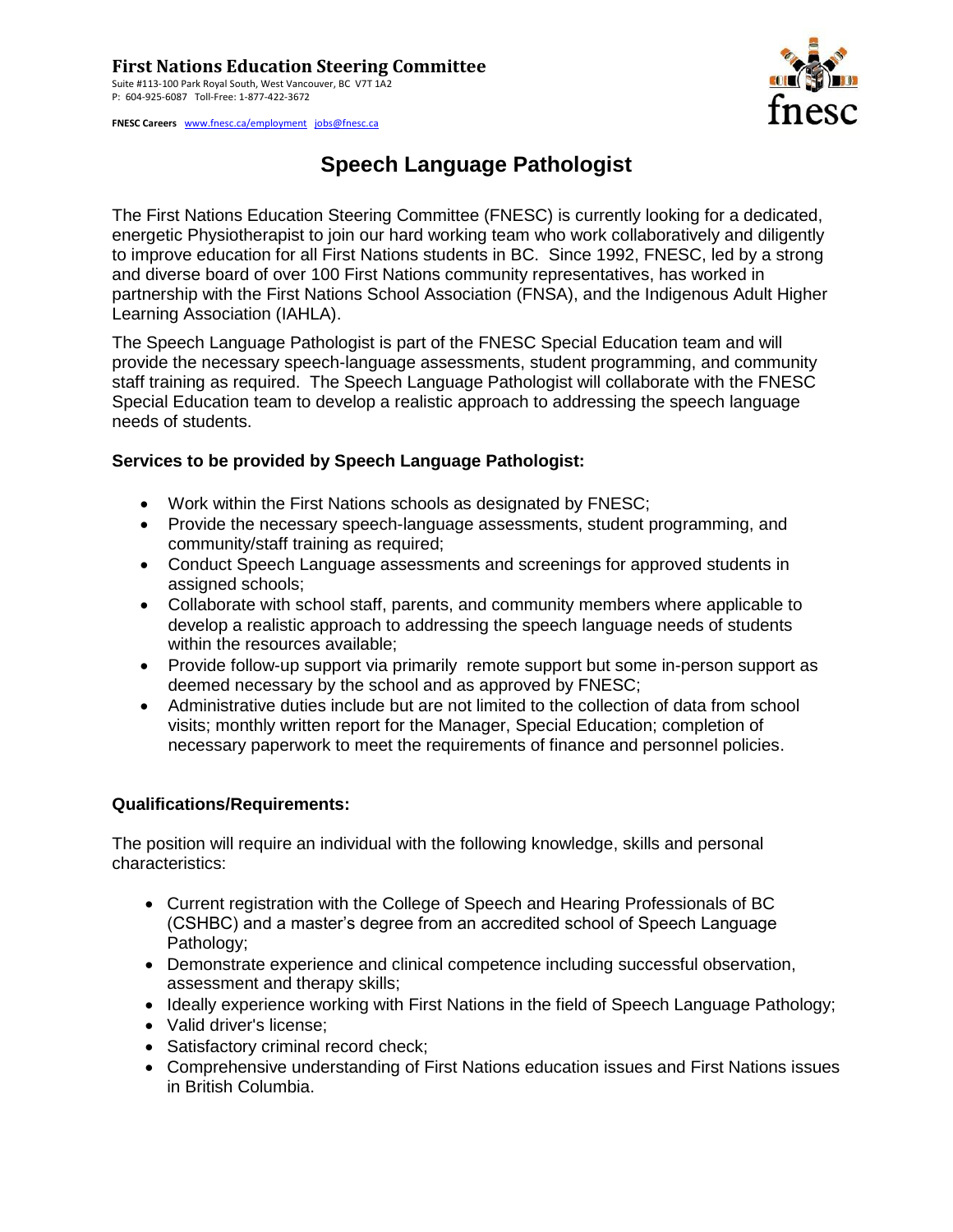**First Nations Education Steering Committee**
Suite #113-100 Park Royal South, West Vancouver, BC V7T 1A2
P: 604-925-6087 Toll-Free: 1-877-422-3672

**FNESC Careers** www.fnesc.ca/employment jobs@fnesc.ca

fnesc

# Speech Language Pathologist

The First Nations Education Steering Committee (FNESC) is currently looking for a dedicated, energetic Physiotherapist to join our hard working team who work collaboratively and diligently to improve education for all First Nations students in BC. Since 1992, FNESC, led by a strong and diverse board of over 100 First Nations community representatives, has worked in partnership with the First Nations School Association (FNSA), and the Indigenous Adult Higher Learning Association (IAHLA).

The Speech Language Pathologist is part of the FNESC Special Education team and will provide the necessary speech-language assessments, student programming, and community staff training as required. The Speech Language Pathologist will collaborate with the FNESC Special Education team to develop a realistic approach to addressing the speech language needs of students.

**Services to be provided by Speech Language Pathologist:**

- Work within the First Nations schools as designated by FNESC;
- Provide the necessary speech-language assessments, student programming, and community/staff training as required;
- Conduct Speech Language assessments and screenings for approved students in assigned schools;
- Collaborate with school staff, parents, and community members where applicable to develop a realistic approach to addressing the speech language needs of students within the resources available;
- Provide follow-up support via primarily remote support but some in-person support as deemed necessary by the school and as approved by FNESC;
- Administrative duties include but are not limited to the collection of data from school visits; monthly written report for the Manager, Special Education; completion of necessary paperwork to meet the requirements of finance and personnel policies.

**Qualifications/Requirements:**

The position will require an individual with the following knowledge, skills and personal characteristics:

- Current registration with the College of Speech and Hearing Professionals of BC (CSHBC) and a master's degree from an accredited school of Speech Language Pathology;
- Demonstrate experience and clinical competence including successful observation, assessment and therapy skills;
- Ideally experience working with First Nations in the field of Speech Language Pathology;
- Valid driver's license;
- Satisfactory criminal record check;
- Comprehensive understanding of First Nations education issues and First Nations issues in British Columbia.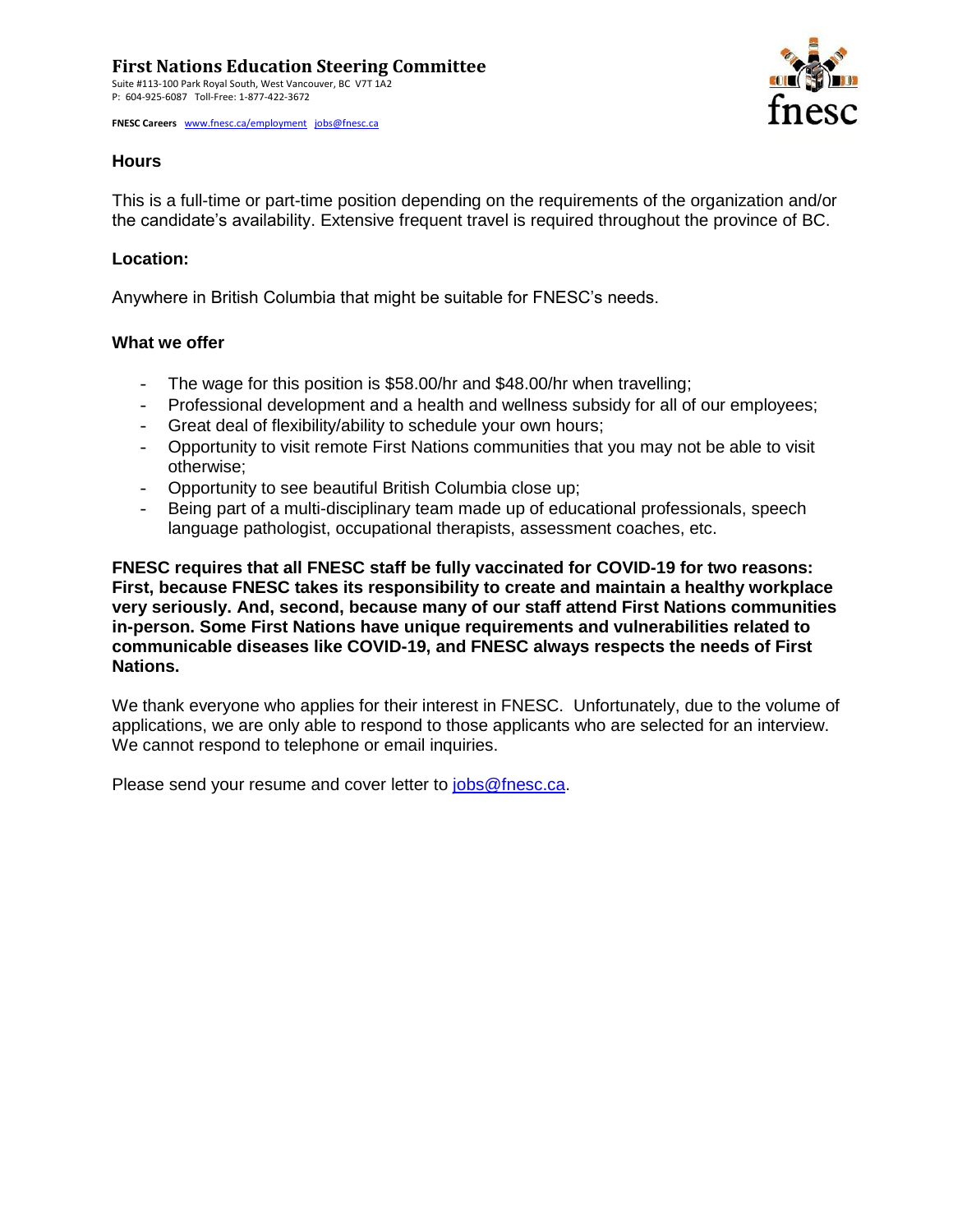## Hours

This is a full-time or part-time position depending on the requirements of the organization and/or the candidate's availability. Extensive frequent travel is required throughout the province of BC.

## Location:

Anywhere in British Columbia that might be suitable for FNESC's needs.

## What we offer

- The wage for this position is $58.00/hr and $48.00/hr when travelling;
- Professional development and a health and wellness subsidy for all of our employees;
- Great deal of flexibility/ability to schedule your own hours;
- Opportunity to visit remote First Nations communities that you may not be able to visit otherwise;
- Opportunity to see beautiful British Columbia close up;
- Being part of a multi-disciplinary team made up of educational professionals, speech language pathologist, occupational therapists, assessment coaches, etc.

**FNESC requires that all FNESC staff be fully vaccinated for COVID-19 for two reasons: First, because FNESC takes its responsibility to create and maintain a healthy workplace very seriously. And, second, because many of our staff attend First Nations communities in-person. Some First Nations have unique requirements and vulnerabilities related to communicable diseases like COVID-19, and FNESC always respects the needs of First Nations.**

We thank everyone who applies for their interest in FNESC. Unfortunately, due to the volume of applications, we are only able to respond to those applicants who are selected for an interview. We cannot respond to telephone or email inquiries.

Please send your resume and cover letter to jobs@fnesc.ca.